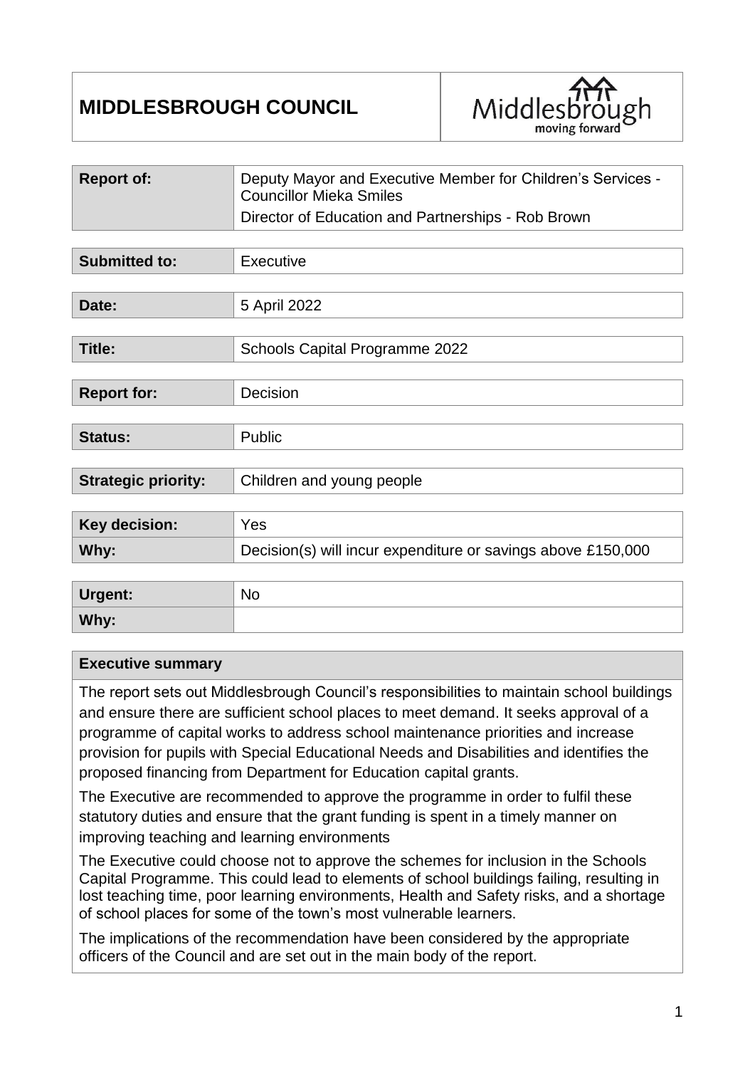# MIDDLESBROUGH COUNCIL

| | |
|---|---|
| **Report of:** | Deputy Mayor and Executive Member for Children's Services - Councillor Mieka Smiles<br>Director of Education and Partnerships - Rob Brown |

| | |
|---|---|
| **Submitted to:** | Executive |

| | |
|---|---|
| **Date:** | 5 April 2022 |

| | |
|---|---|
| **Title:** | Schools Capital Programme 2022 |

| | |
|---|---|
| **Report for:** | Decision |

| | |
|---|---|
| **Status:** | Public |

| | |
|---|---|
| **Strategic priority:** | Children and young people |

| | |
|---|---|
| **Key decision:** | Yes |
| **Why:** | Decision(s) will incur expenditure or savings above £150,000 |

| | |
|---|---|
| **Urgent:** | No |
| **Why:** | |

**Executive summary**

The report sets out Middlesbrough Council's responsibilities to maintain school buildings and ensure there are sufficient school places to meet demand. It seeks approval of a programme of capital works to address school maintenance priorities and increase provision for pupils with Special Educational Needs and Disabilities and identifies the proposed financing from Department for Education capital grants.

The Executive are recommended to approve the programme in order to fulfil these statutory duties and ensure that the grant funding is spent in a timely manner on improving teaching and learning environments

The Executive could choose not to approve the schemes for inclusion in the Schools Capital Programme. This could lead to elements of school buildings failing, resulting in lost teaching time, poor learning environments, Health and Safety risks, and a shortage of school places for some of the town's most vulnerable learners.

The implications of the recommendation have been considered by the appropriate officers of the Council and are set out in the main body of the report.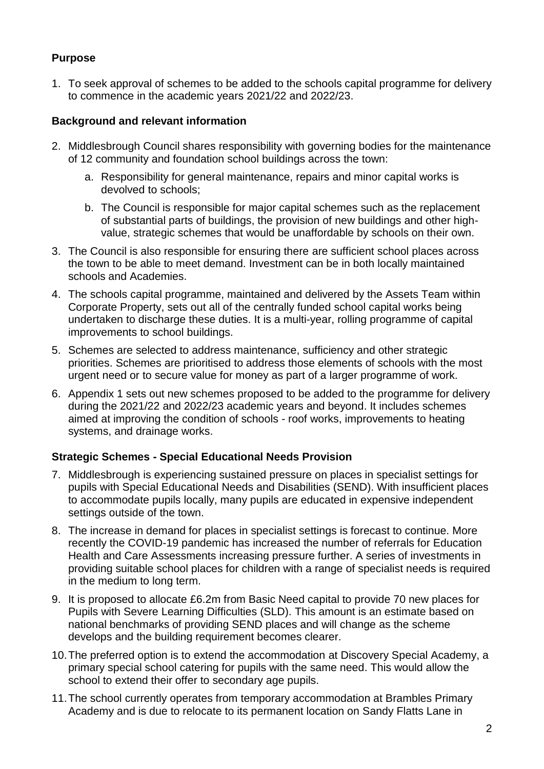## Purpose

1. To seek approval of schemes to be added to the schools capital programme for delivery to commence in the academic years 2021/22 and 2022/23.

## Background and relevant information

2. Middlesbrough Council shares responsibility with governing bodies for the maintenance of 12 community and foundation school buildings across the town:
   a. Responsibility for general maintenance, repairs and minor capital works is devolved to schools;
   b. The Council is responsible for major capital schemes such as the replacement of substantial parts of buildings, the provision of new buildings and other high-value, strategic schemes that would be unaffordable by schools on their own.
3. The Council is also responsible for ensuring there are sufficient school places across the town to be able to meet demand. Investment can be in both locally maintained schools and Academies.
4. The schools capital programme, maintained and delivered by the Assets Team within Corporate Property, sets out all of the centrally funded school capital works being undertaken to discharge these duties. It is a multi-year, rolling programme of capital improvements to school buildings.
5. Schemes are selected to address maintenance, sufficiency and other strategic priorities. Schemes are prioritised to address those elements of schools with the most urgent need or to secure value for money as part of a larger programme of work.
6. Appendix 1 sets out new schemes proposed to be added to the programme for delivery during the 2021/22 and 2022/23 academic years and beyond. It includes schemes aimed at improving the condition of schools - roof works, improvements to heating systems, and drainage works.

## Strategic Schemes - Special Educational Needs Provision

7. Middlesbrough is experiencing sustained pressure on places in specialist settings for pupils with Special Educational Needs and Disabilities (SEND). With insufficient places to accommodate pupils locally, many pupils are educated in expensive independent settings outside of the town.
8. The increase in demand for places in specialist settings is forecast to continue. More recently the COVID-19 pandemic has increased the number of referrals for Education Health and Care Assessments increasing pressure further. A series of investments in providing suitable school places for children with a range of specialist needs is required in the medium to long term.
9. It is proposed to allocate £6.2m from Basic Need capital to provide 70 new places for Pupils with Severe Learning Difficulties (SLD). This amount is an estimate based on national benchmarks of providing SEND places and will change as the scheme develops and the building requirement becomes clearer.
10. The preferred option is to extend the accommodation at Discovery Special Academy, a primary special school catering for pupils with the same need. This would allow the school to extend their offer to secondary age pupils.
11. The school currently operates from temporary accommodation at Brambles Primary Academy and is due to relocate to its permanent location on Sandy Flatts Lane in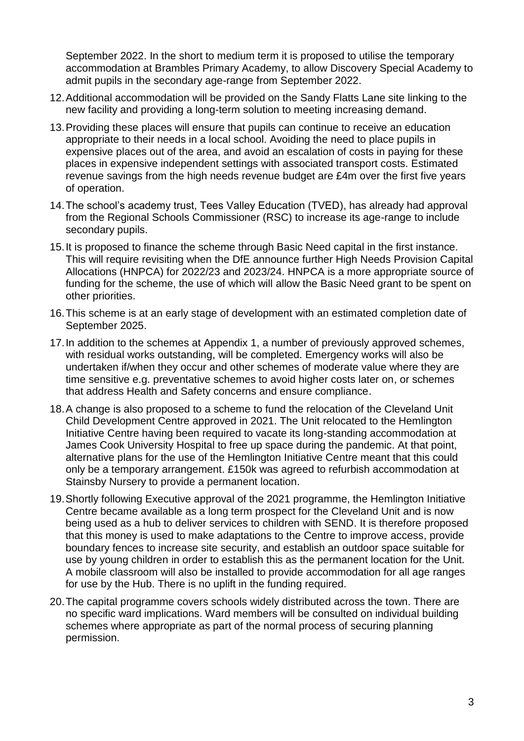September 2022. In the short to medium term it is proposed to utilise the temporary accommodation at Brambles Primary Academy, to allow Discovery Special Academy to admit pupils in the secondary age-range from September 2022.

12. Additional accommodation will be provided on the Sandy Flatts Lane site linking to the new facility and providing a long-term solution to meeting increasing demand.

13. Providing these places will ensure that pupils can continue to receive an education appropriate to their needs in a local school. Avoiding the need to place pupils in expensive places out of the area, and avoid an escalation of costs in paying for these places in expensive independent settings with associated transport costs. Estimated revenue savings from the high needs revenue budget are £4m over the first five years of operation.

14. The school's academy trust, Tees Valley Education (TVED), has already had approval from the Regional Schools Commissioner (RSC) to increase its age-range to include secondary pupils.

15. It is proposed to finance the scheme through Basic Need capital in the first instance. This will require revisiting when the DfE announce further High Needs Provision Capital Allocations (HNPCA) for 2022/23 and 2023/24. HNPCA is a more appropriate source of funding for the scheme, the use of which will allow the Basic Need grant to be spent on other priorities.

16. This scheme is at an early stage of development with an estimated completion date of September 2025.

17. In addition to the schemes at Appendix 1, a number of previously approved schemes, with residual works outstanding, will be completed. Emergency works will also be undertaken if/when they occur and other schemes of moderate value where they are time sensitive e.g. preventative schemes to avoid higher costs later on, or schemes that address Health and Safety concerns and ensure compliance.

18. A change is also proposed to a scheme to fund the relocation of the Cleveland Unit Child Development Centre approved in 2021. The Unit relocated to the Hemlington Initiative Centre having been required to vacate its long-standing accommodation at James Cook University Hospital to free up space during the pandemic. At that point, alternative plans for the use of the Hemlington Initiative Centre meant that this could only be a temporary arrangement. £150k was agreed to refurbish accommodation at Stainsby Nursery to provide a permanent location.

19. Shortly following Executive approval of the 2021 programme, the Hemlington Initiative Centre became available as a long term prospect for the Cleveland Unit and is now being used as a hub to deliver services to children with SEND. It is therefore proposed that this money is used to make adaptations to the Centre to improve access, provide boundary fences to increase site security, and establish an outdoor space suitable for use by young children in order to establish this as the permanent location for the Unit. A mobile classroom will also be installed to provide accommodation for all age ranges for use by the Hub. There is no uplift in the funding required.

20. The capital programme covers schools widely distributed across the town. There are no specific ward implications. Ward members will be consulted on individual building schemes where appropriate as part of the normal process of securing planning permission.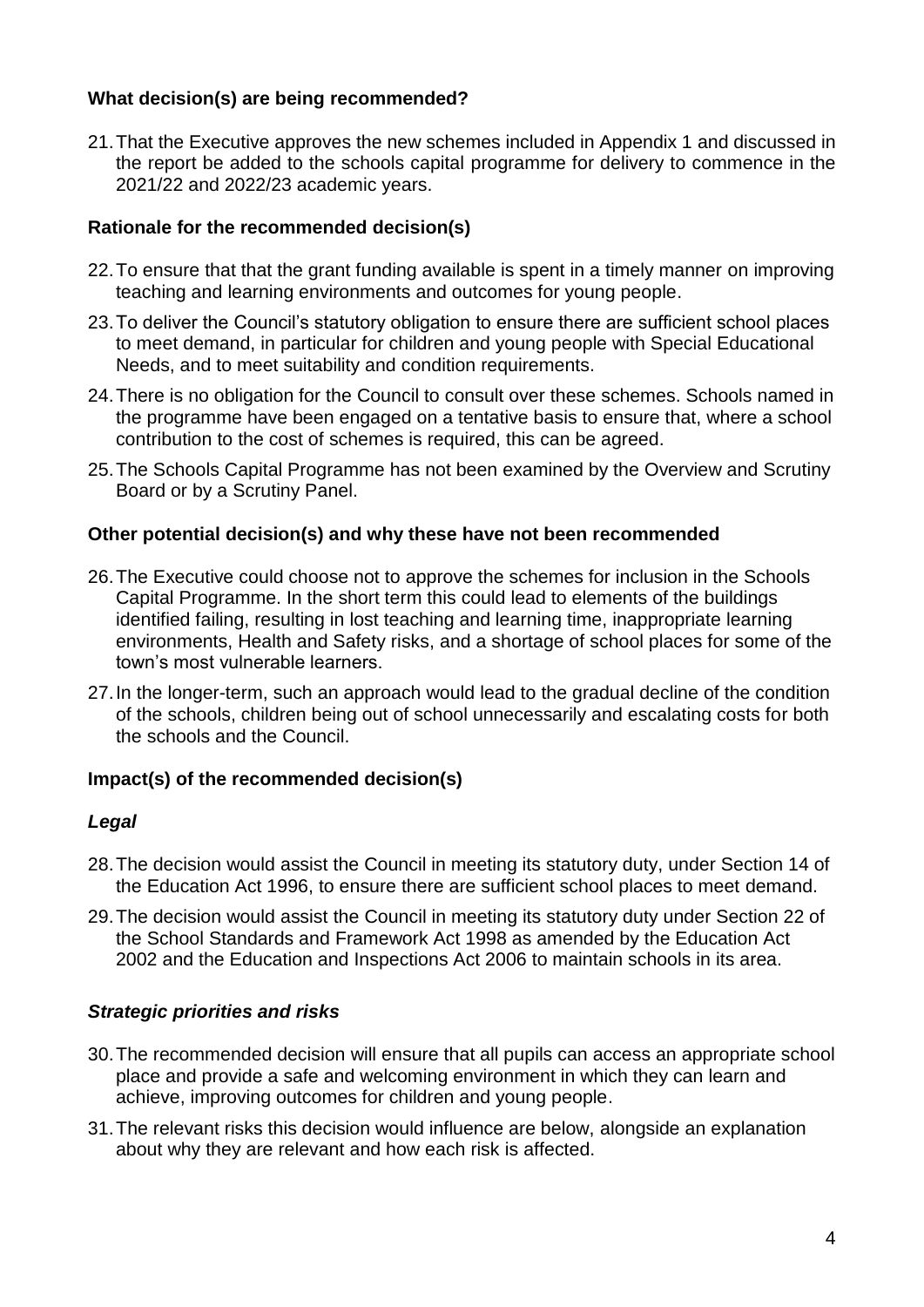**What decision(s) are being recommended?**

21. That the Executive approves the new schemes included in Appendix 1 and discussed in the report be added to the schools capital programme for delivery to commence in the 2021/22 and 2022/23 academic years.

**Rationale for the recommended decision(s)**

22. To ensure that that the grant funding available is spent in a timely manner on improving teaching and learning environments and outcomes for young people.
23. To deliver the Council's statutory obligation to ensure there are sufficient school places to meet demand, in particular for children and young people with Special Educational Needs, and to meet suitability and condition requirements.
24. There is no obligation for the Council to consult over these schemes. Schools named in the programme have been engaged on a tentative basis to ensure that, where a school contribution to the cost of schemes is required, this can be agreed.
25. The Schools Capital Programme has not been examined by the Overview and Scrutiny Board or by a Scrutiny Panel.

**Other potential decision(s) and why these have not been recommended**

26. The Executive could choose not to approve the schemes for inclusion in the Schools Capital Programme. In the short term this could lead to elements of the buildings identified failing, resulting in lost teaching and learning time, inappropriate learning environments, Health and Safety risks, and a shortage of school places for some of the town's most vulnerable learners.
27. In the longer-term, such an approach would lead to the gradual decline of the condition of the schools, children being out of school unnecessarily and escalating costs for both the schools and the Council.

**Impact(s) of the recommended decision(s)**

***Legal***

28. The decision would assist the Council in meeting its statutory duty, under Section 14 of the Education Act 1996, to ensure there are sufficient school places to meet demand.
29. The decision would assist the Council in meeting its statutory duty under Section 22 of the School Standards and Framework Act 1998 as amended by the Education Act 2002 and the Education and Inspections Act 2006 to maintain schools in its area.

***Strategic priorities and risks***

30. The recommended decision will ensure that all pupils can access an appropriate school place and provide a safe and welcoming environment in which they can learn and achieve, improving outcomes for children and young people.
31. The relevant risks this decision would influence are below, alongside an explanation about why they are relevant and how each risk is affected.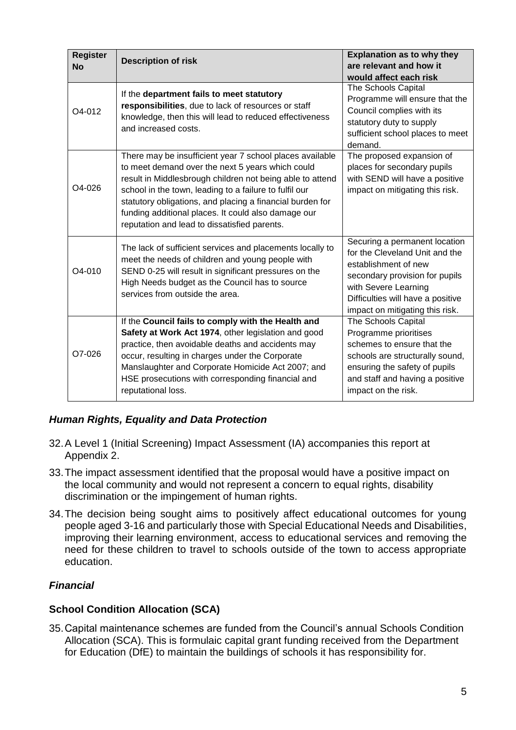| Register No | Description of risk | Explanation as to why they are relevant and how it would affect each risk |
|---|---|---|
| O4-012 | If the **department fails to meet statutory responsibilities**, due to lack of resources or staff knowledge, then this will lead to reduced effectiveness and increased costs. | The Schools Capital Programme will ensure that the Council complies with its statutory duty to supply sufficient school places to meet demand. |
| O4-026 | There may be insufficient year 7 school places available to meet demand over the next 5 years which could result in Middlesbrough children not being able to attend school in the town, leading to a failure to fulfil our statutory obligations, and placing a financial burden for funding additional places. It could also damage our reputation and lead to dissatisfied parents. | The proposed expansion of places for secondary pupils with SEND will have a positive impact on mitigating this risk. |
| O4-010 | The lack of sufficient services and placements locally to meet the needs of children and young people with SEND 0-25 will result in significant pressures on the High Needs budget as the Council has to source services from outside the area. | Securing a permanent location for the Cleveland Unit and the establishment of new secondary provision for pupils with Severe Learning Difficulties will have a positive impact on mitigating this risk. |
| O7-026 | If the **Council fails to comply with the Health and Safety at Work Act 1974**, other legislation and good practice, then avoidable deaths and accidents may occur, resulting in charges under the Corporate Manslaughter and Corporate Homicide Act 2007; and HSE prosecutions with corresponding financial and reputational loss. | The Schools Capital Programme prioritises schemes to ensure that the schools are structurally sound, ensuring the safety of pupils and staff and having a positive impact on the risk. |

### *Human Rights, Equality and Data Protection*

32. A Level 1 (Initial Screening) Impact Assessment (IA) accompanies this report at Appendix 2.

33. The impact assessment identified that the proposal would have a positive impact on the local community and would not represent a concern to equal rights, disability discrimination or the impingement of human rights.

34. The decision being sought aims to positively affect educational outcomes for young people aged 3-16 and particularly those with Special Educational Needs and Disabilities, improving their learning environment, access to educational services and removing the need for these children to travel to schools outside of the town to access appropriate education.

### *Financial*

### School Condition Allocation (SCA)

35. Capital maintenance schemes are funded from the Council's annual Schools Condition Allocation (SCA). This is formulaic capital grant funding received from the Department for Education (DfE) to maintain the buildings of schools it has responsibility for.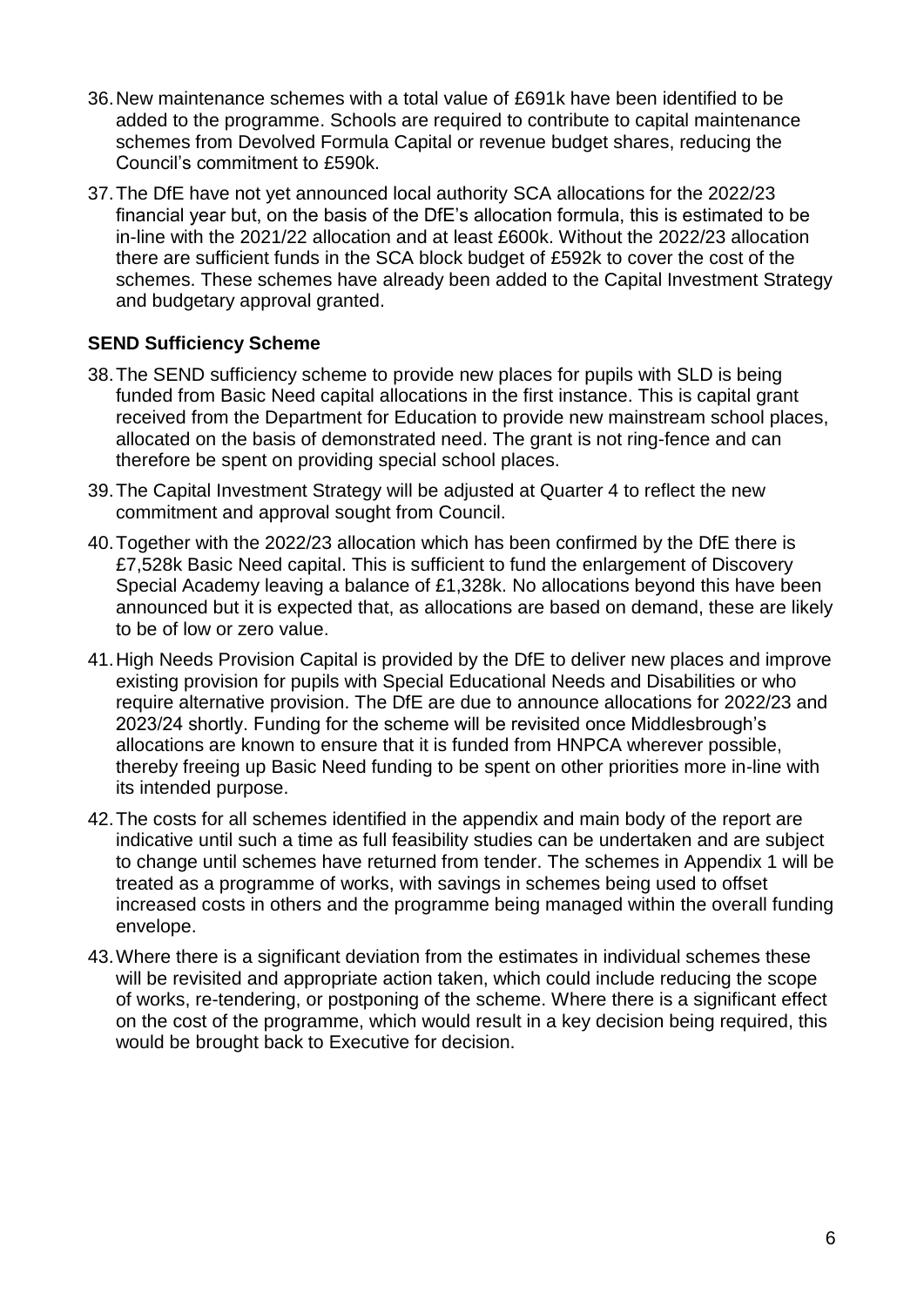36. New maintenance schemes with a total value of £691k have been identified to be added to the programme. Schools are required to contribute to capital maintenance schemes from Devolved Formula Capital or revenue budget shares, reducing the Council's commitment to £590k.

37. The DfE have not yet announced local authority SCA allocations for the 2022/23 financial year but, on the basis of the DfE's allocation formula, this is estimated to be in-line with the 2021/22 allocation and at least £600k. Without the 2022/23 allocation there are sufficient funds in the SCA block budget of £592k to cover the cost of the schemes. These schemes have already been added to the Capital Investment Strategy and budgetary approval granted.

**SEND Sufficiency Scheme**

38. The SEND sufficiency scheme to provide new places for pupils with SLD is being funded from Basic Need capital allocations in the first instance. This is capital grant received from the Department for Education to provide new mainstream school places, allocated on the basis of demonstrated need. The grant is not ring-fence and can therefore be spent on providing special school places.

39. The Capital Investment Strategy will be adjusted at Quarter 4 to reflect the new commitment and approval sought from Council.

40. Together with the 2022/23 allocation which has been confirmed by the DfE there is £7,528k Basic Need capital. This is sufficient to fund the enlargement of Discovery Special Academy leaving a balance of £1,328k. No allocations beyond this have been announced but it is expected that, as allocations are based on demand, these are likely to be of low or zero value.

41. High Needs Provision Capital is provided by the DfE to deliver new places and improve existing provision for pupils with Special Educational Needs and Disabilities or who require alternative provision. The DfE are due to announce allocations for 2022/23 and 2023/24 shortly. Funding for the scheme will be revisited once Middlesbrough's allocations are known to ensure that it is funded from HNPCA wherever possible, thereby freeing up Basic Need funding to be spent on other priorities more in-line with its intended purpose.

42. The costs for all schemes identified in the appendix and main body of the report are indicative until such a time as full feasibility studies can be undertaken and are subject to change until schemes have returned from tender. The schemes in Appendix 1 will be treated as a programme of works, with savings in schemes being used to offset increased costs in others and the programme being managed within the overall funding envelope.

43. Where there is a significant deviation from the estimates in individual schemes these will be revisited and appropriate action taken, which could include reducing the scope of works, re-tendering, or postponing of the scheme. Where there is a significant effect on the cost of the programme, which would result in a key decision being required, this would be brought back to Executive for decision.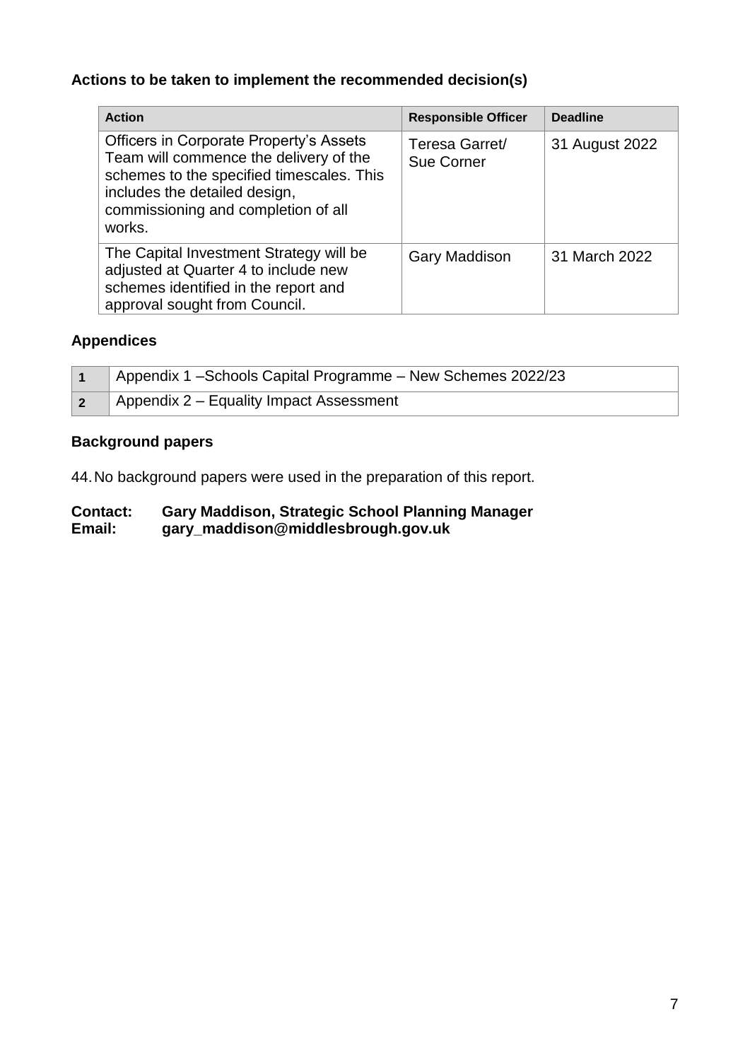## Actions to be taken to implement the recommended decision(s)

| Action | Responsible Officer | Deadline |
| --- | --- | --- |
| Officers in Corporate Property's Assets Team will commence the delivery of the schemes to the specified timescales. This includes the detailed design, commissioning and completion of all works. | Teresa Garret/ Sue Corner | 31 August 2022 |
| The Capital Investment Strategy will be adjusted at Quarter 4 to include new schemes identified in the report and approval sought from Council. | Gary Maddison | 31 March 2022 |

## Appendices

| | |
| --- | --- |
| **1** | Appendix 1 –Schools Capital Programme – New Schemes 2022/23 |
| **2** | Appendix 2 – Equality Impact Assessment |

## Background papers

44. No background papers were used in the preparation of this report.

**Contact: Gary Maddison, Strategic School Planning Manager**
**Email: gary_maddison@middlesbrough.gov.uk**